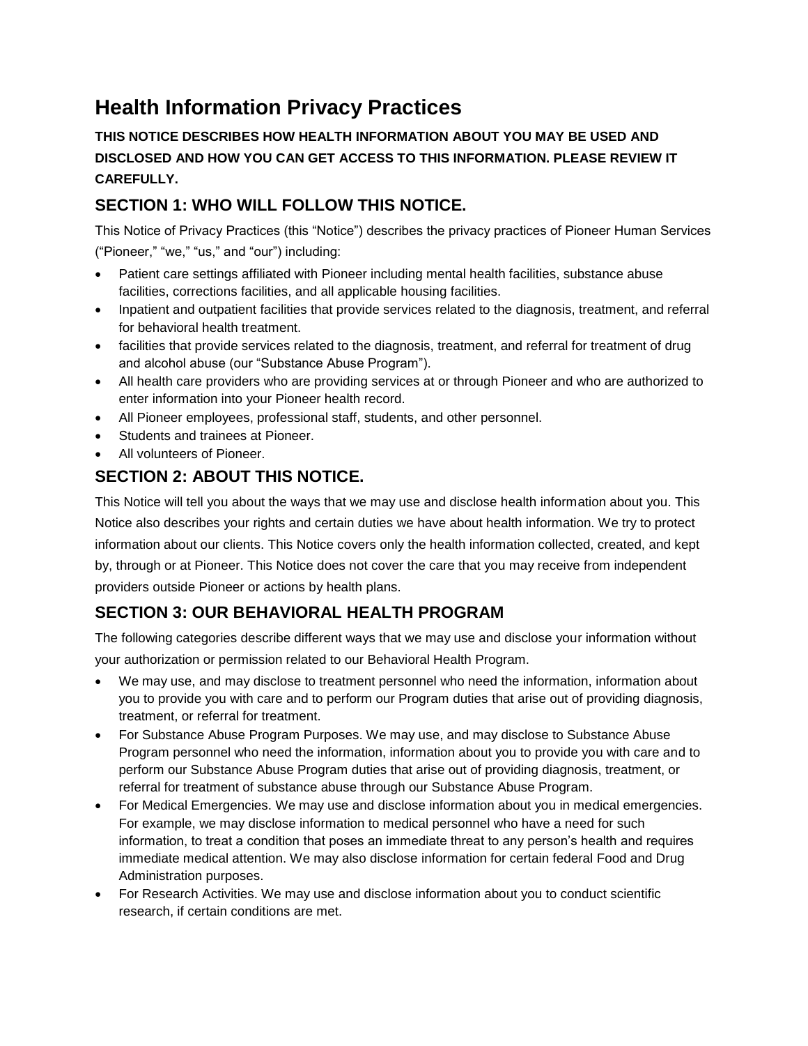# Health Information Privacy Practices

**THIS NOTICE DESCRIBES HOW HEALTH INFORMATION ABOUT YOU MAY BE USED AND DISCLOSED AND HOW YOU CAN GET ACCESS TO THIS INFORMATION. PLEASE REVIEW IT CAREFULLY.**

## SECTION 1: WHO WILL FOLLOW THIS NOTICE.

This Notice of Privacy Practices (this "Notice") describes the privacy practices of Pioneer Human Services ("Pioneer," "we," "us," and "our") including:

- Patient care settings affiliated with Pioneer including mental health facilities, substance abuse facilities, corrections facilities, and all applicable housing facilities.
- Inpatient and outpatient facilities that provide services related to the diagnosis, treatment, and referral for behavioral health treatment.
- facilities that provide services related to the diagnosis, treatment, and referral for treatment of drug and alcohol abuse (our "Substance Abuse Program").
- All health care providers who are providing services at or through Pioneer and who are authorized to enter information into your Pioneer health record.
- All Pioneer employees, professional staff, students, and other personnel.
- Students and trainees at Pioneer.
- All volunteers of Pioneer.

## SECTION 2: ABOUT THIS NOTICE.

This Notice will tell you about the ways that we may use and disclose health information about you. This Notice also describes your rights and certain duties we have about health information. We try to protect information about our clients. This Notice covers only the health information collected, created, and kept by, through or at Pioneer. This Notice does not cover the care that you may receive from independent providers outside Pioneer or actions by health plans.

## SECTION 3: OUR BEHAVIORAL HEALTH PROGRAM

The following categories describe different ways that we may use and disclose your information without your authorization or permission related to our Behavioral Health Program.

- We may use, and may disclose to treatment personnel who need the information, information about you to provide you with care and to perform our Program duties that arise out of providing diagnosis, treatment, or referral for treatment.
- For Substance Abuse Program Purposes. We may use, and may disclose to Substance Abuse Program personnel who need the information, information about you to provide you with care and to perform our Substance Abuse Program duties that arise out of providing diagnosis, treatment, or referral for treatment of substance abuse through our Substance Abuse Program.
- For Medical Emergencies. We may use and disclose information about you in medical emergencies. For example, we may disclose information to medical personnel who have a need for such information, to treat a condition that poses an immediate threat to any person's health and requires immediate medical attention. We may also disclose information for certain federal Food and Drug Administration purposes.
- For Research Activities. We may use and disclose information about you to conduct scientific research, if certain conditions are met.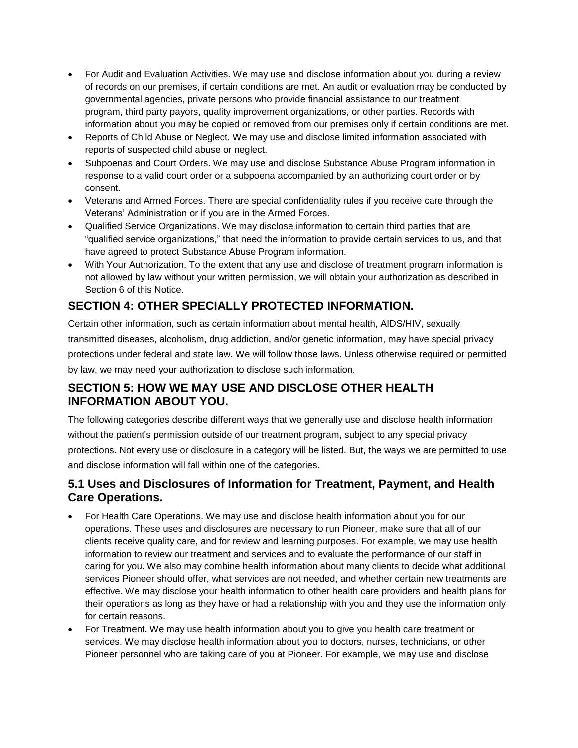- For Audit and Evaluation Activities. We may use and disclose information about you during a review of records on our premises, if certain conditions are met. An audit or evaluation may be conducted by governmental agencies, private persons who provide financial assistance to our treatment program, third party payors, quality improvement organizations, or other parties. Records with information about you may be copied or removed from our premises only if certain conditions are met.
- Reports of Child Abuse or Neglect. We may use and disclose limited information associated with reports of suspected child abuse or neglect.
- Subpoenas and Court Orders. We may use and disclose Substance Abuse Program information in response to a valid court order or a subpoena accompanied by an authorizing court order or by consent.
- Veterans and Armed Forces. There are special confidentiality rules if you receive care through the Veterans' Administration or if you are in the Armed Forces.
- Qualified Service Organizations. We may disclose information to certain third parties that are "qualified service organizations," that need the information to provide certain services to us, and that have agreed to protect Substance Abuse Program information.
- With Your Authorization. To the extent that any use and disclose of treatment program information is not allowed by law without your written permission, we will obtain your authorization as described in Section 6 of this Notice.

## SECTION 4: OTHER SPECIALLY PROTECTED INFORMATION.

Certain other information, such as certain information about mental health, AIDS/HIV, sexually transmitted diseases, alcoholism, drug addiction, and/or genetic information, may have special privacy protections under federal and state law. We will follow those laws. Unless otherwise required or permitted by law, we may need your authorization to disclose such information.

## SECTION 5: HOW WE MAY USE AND DISCLOSE OTHER HEALTH INFORMATION ABOUT YOU.

The following categories describe different ways that we generally use and disclose health information without the patient's permission outside of our treatment program, subject to any special privacy protections. Not every use or disclosure in a category will be listed. But, the ways we are permitted to use and disclose information will fall within one of the categories.

### 5.1 Uses and Disclosures of Information for Treatment, Payment, and Health Care Operations.

- For Health Care Operations. We may use and disclose health information about you for our operations. These uses and disclosures are necessary to run Pioneer, make sure that all of our clients receive quality care, and for review and learning purposes. For example, we may use health information to review our treatment and services and to evaluate the performance of our staff in caring for you. We also may combine health information about many clients to decide what additional services Pioneer should offer, what services are not needed, and whether certain new treatments are effective. We may disclose your health information to other health care providers and health plans for their operations as long as they have or had a relationship with you and they use the information only for certain reasons.
- For Treatment. We may use health information about you to give you health care treatment or services. We may disclose health information about you to doctors, nurses, technicians, or other Pioneer personnel who are taking care of you at Pioneer. For example, we may use and disclose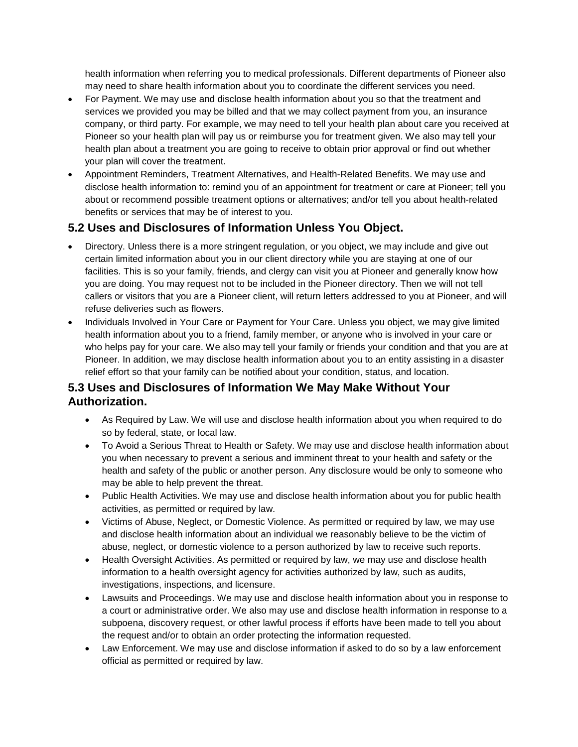health information when referring you to medical professionals. Different departments of Pioneer also may need to share health information about you to coordinate the different services you need.

- For Payment. We may use and disclose health information about you so that the treatment and services we provided you may be billed and that we may collect payment from you, an insurance company, or third party. For example, we may need to tell your health plan about care you received at Pioneer so your health plan will pay us or reimburse you for treatment given. We also may tell your health plan about a treatment you are going to receive to obtain prior approval or find out whether your plan will cover the treatment.
- Appointment Reminders, Treatment Alternatives, and Health-Related Benefits. We may use and disclose health information to: remind you of an appointment for treatment or care at Pioneer; tell you about or recommend possible treatment options or alternatives; and/or tell you about health-related benefits or services that may be of interest to you.

## 5.2 Uses and Disclosures of Information Unless You Object.

- Directory. Unless there is a more stringent regulation, or you object, we may include and give out certain limited information about you in our client directory while you are staying at one of our facilities. This is so your family, friends, and clergy can visit you at Pioneer and generally know how you are doing. You may request not to be included in the Pioneer directory. Then we will not tell callers or visitors that you are a Pioneer client, will return letters addressed to you at Pioneer, and will refuse deliveries such as flowers.
- Individuals Involved in Your Care or Payment for Your Care. Unless you object, we may give limited health information about you to a friend, family member, or anyone who is involved in your care or who helps pay for your care. We also may tell your family or friends your condition and that you are at Pioneer. In addition, we may disclose health information about you to an entity assisting in a disaster relief effort so that your family can be notified about your condition, status, and location.

## 5.3 Uses and Disclosures of Information We May Make Without Your Authorization.

- As Required by Law. We will use and disclose health information about you when required to do so by federal, state, or local law.
- To Avoid a Serious Threat to Health or Safety. We may use and disclose health information about you when necessary to prevent a serious and imminent threat to your health and safety or the health and safety of the public or another person. Any disclosure would be only to someone who may be able to help prevent the threat.
- Public Health Activities. We may use and disclose health information about you for public health activities, as permitted or required by law.
- Victims of Abuse, Neglect, or Domestic Violence. As permitted or required by law, we may use and disclose health information about an individual we reasonably believe to be the victim of abuse, neglect, or domestic violence to a person authorized by law to receive such reports.
- Health Oversight Activities. As permitted or required by law, we may use and disclose health information to a health oversight agency for activities authorized by law, such as audits, investigations, inspections, and licensure.
- Lawsuits and Proceedings. We may use and disclose health information about you in response to a court or administrative order. We also may use and disclose health information in response to a subpoena, discovery request, or other lawful process if efforts have been made to tell you about the request and/or to obtain an order protecting the information requested.
- Law Enforcement. We may use and disclose information if asked to do so by a law enforcement official as permitted or required by law.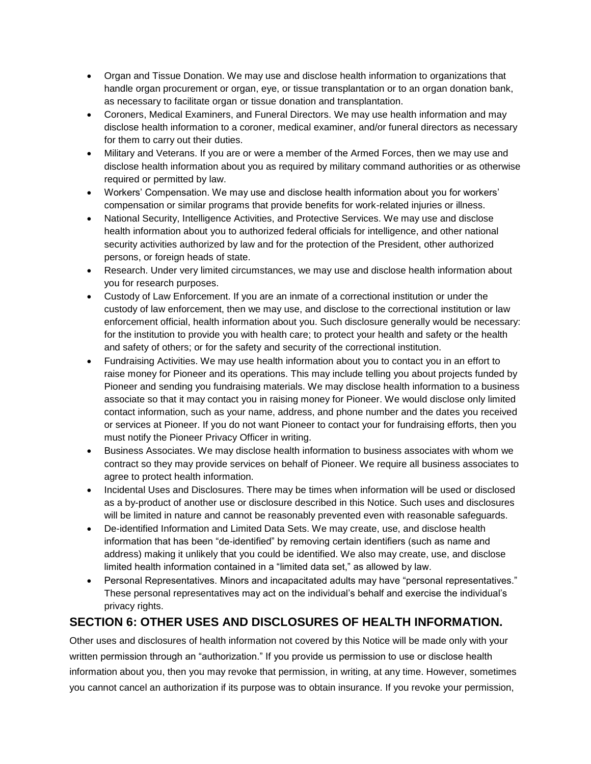- Organ and Tissue Donation. We may use and disclose health information to organizations that handle organ procurement or organ, eye, or tissue transplantation or to an organ donation bank, as necessary to facilitate organ or tissue donation and transplantation.
- Coroners, Medical Examiners, and Funeral Directors. We may use health information and may disclose health information to a coroner, medical examiner, and/or funeral directors as necessary for them to carry out their duties.
- Military and Veterans. If you are or were a member of the Armed Forces, then we may use and disclose health information about you as required by military command authorities or as otherwise required or permitted by law.
- Workers' Compensation. We may use and disclose health information about you for workers' compensation or similar programs that provide benefits for work-related injuries or illness.
- National Security, Intelligence Activities, and Protective Services. We may use and disclose health information about you to authorized federal officials for intelligence, and other national security activities authorized by law and for the protection of the President, other authorized persons, or foreign heads of state.
- Research. Under very limited circumstances, we may use and disclose health information about you for research purposes.
- Custody of Law Enforcement. If you are an inmate of a correctional institution or under the custody of law enforcement, then we may use, and disclose to the correctional institution or law enforcement official, health information about you. Such disclosure generally would be necessary: for the institution to provide you with health care; to protect your health and safety or the health and safety of others; or for the safety and security of the correctional institution.
- Fundraising Activities. We may use health information about you to contact you in an effort to raise money for Pioneer and its operations. This may include telling you about projects funded by Pioneer and sending you fundraising materials. We may disclose health information to a business associate so that it may contact you in raising money for Pioneer. We would disclose only limited contact information, such as your name, address, and phone number and the dates you received or services at Pioneer. If you do not want Pioneer to contact your for fundraising efforts, then you must notify the Pioneer Privacy Officer in writing.
- Business Associates. We may disclose health information to business associates with whom we contract so they may provide services on behalf of Pioneer. We require all business associates to agree to protect health information.
- Incidental Uses and Disclosures. There may be times when information will be used or disclosed as a by-product of another use or disclosure described in this Notice. Such uses and disclosures will be limited in nature and cannot be reasonably prevented even with reasonable safeguards.
- De-identified Information and Limited Data Sets. We may create, use, and disclose health information that has been "de-identified" by removing certain identifiers (such as name and address) making it unlikely that you could be identified. We also may create, use, and disclose limited health information contained in a "limited data set," as allowed by law.
- Personal Representatives. Minors and incapacitated adults may have "personal representatives." These personal representatives may act on the individual's behalf and exercise the individual's privacy rights.

## SECTION 6: OTHER USES AND DISCLOSURES OF HEALTH INFORMATION.

Other uses and disclosures of health information not covered by this Notice will be made only with your written permission through an "authorization." If you provide us permission to use or disclose health information about you, then you may revoke that permission, in writing, at any time. However, sometimes you cannot cancel an authorization if its purpose was to obtain insurance. If you revoke your permission,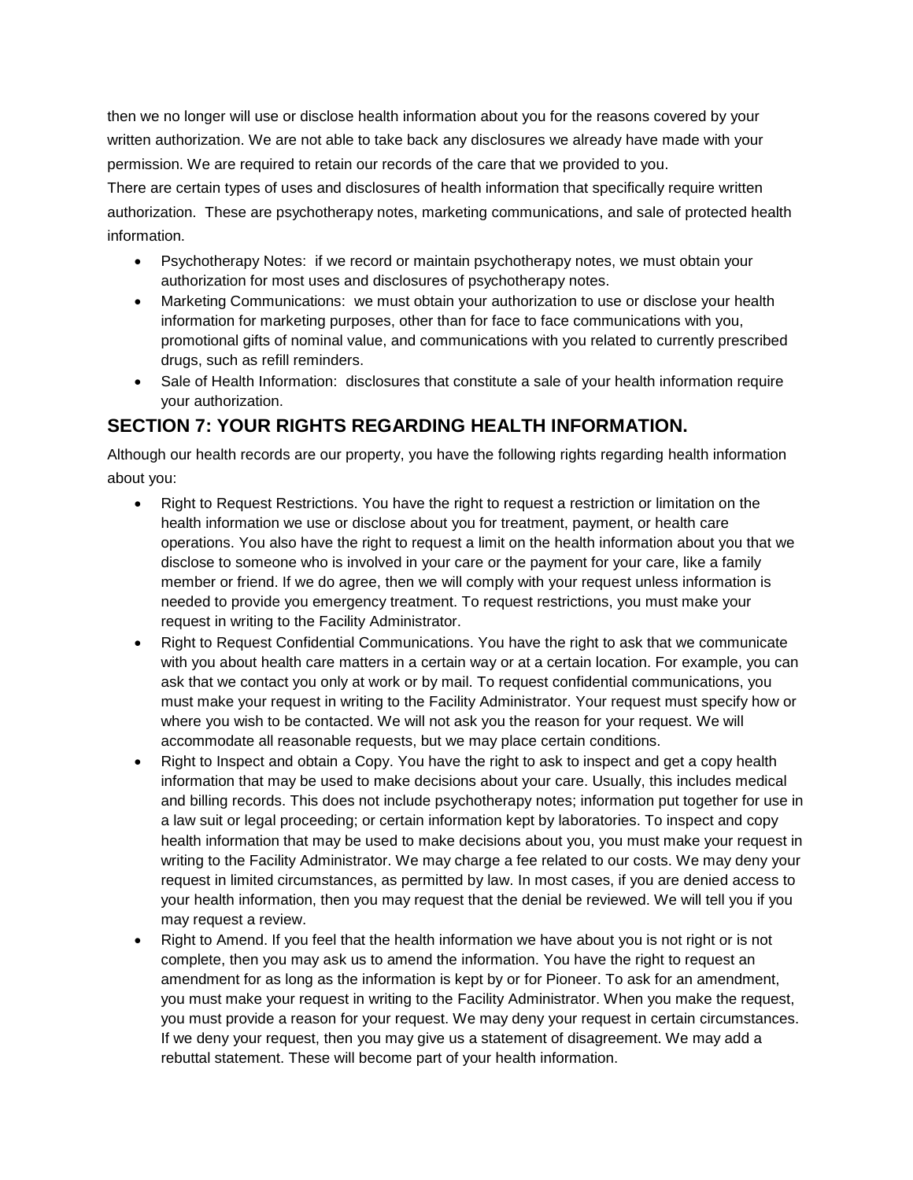then we no longer will use or disclose health information about you for the reasons covered by your written authorization. We are not able to take back any disclosures we already have made with your permission. We are required to retain our records of the care that we provided to you.

There are certain types of uses and disclosures of health information that specifically require written authorization. These are psychotherapy notes, marketing communications, and sale of protected health information.

- Psychotherapy Notes: if we record or maintain psychotherapy notes, we must obtain your authorization for most uses and disclosures of psychotherapy notes.
- Marketing Communications: we must obtain your authorization to use or disclose your health information for marketing purposes, other than for face to face communications with you, promotional gifts of nominal value, and communications with you related to currently prescribed drugs, such as refill reminders.
- Sale of Health Information: disclosures that constitute a sale of your health information require your authorization.

## SECTION 7: YOUR RIGHTS REGARDING HEALTH INFORMATION.

Although our health records are our property, you have the following rights regarding health information about you:

- Right to Request Restrictions. You have the right to request a restriction or limitation on the health information we use or disclose about you for treatment, payment, or health care operations. You also have the right to request a limit on the health information about you that we disclose to someone who is involved in your care or the payment for your care, like a family member or friend. If we do agree, then we will comply with your request unless information is needed to provide you emergency treatment. To request restrictions, you must make your request in writing to the Facility Administrator.
- Right to Request Confidential Communications. You have the right to ask that we communicate with you about health care matters in a certain way or at a certain location. For example, you can ask that we contact you only at work or by mail. To request confidential communications, you must make your request in writing to the Facility Administrator. Your request must specify how or where you wish to be contacted. We will not ask you the reason for your request. We will accommodate all reasonable requests, but we may place certain conditions.
- Right to Inspect and obtain a Copy. You have the right to ask to inspect and get a copy health information that may be used to make decisions about your care. Usually, this includes medical and billing records. This does not include psychotherapy notes; information put together for use in a law suit or legal proceeding; or certain information kept by laboratories. To inspect and copy health information that may be used to make decisions about you, you must make your request in writing to the Facility Administrator. We may charge a fee related to our costs. We may deny your request in limited circumstances, as permitted by law. In most cases, if you are denied access to your health information, then you may request that the denial be reviewed. We will tell you if you may request a review.
- Right to Amend. If you feel that the health information we have about you is not right or is not complete, then you may ask us to amend the information. You have the right to request an amendment for as long as the information is kept by or for Pioneer. To ask for an amendment, you must make your request in writing to the Facility Administrator. When you make the request, you must provide a reason for your request. We may deny your request in certain circumstances. If we deny your request, then you may give us a statement of disagreement. We may add a rebuttal statement. These will become part of your health information.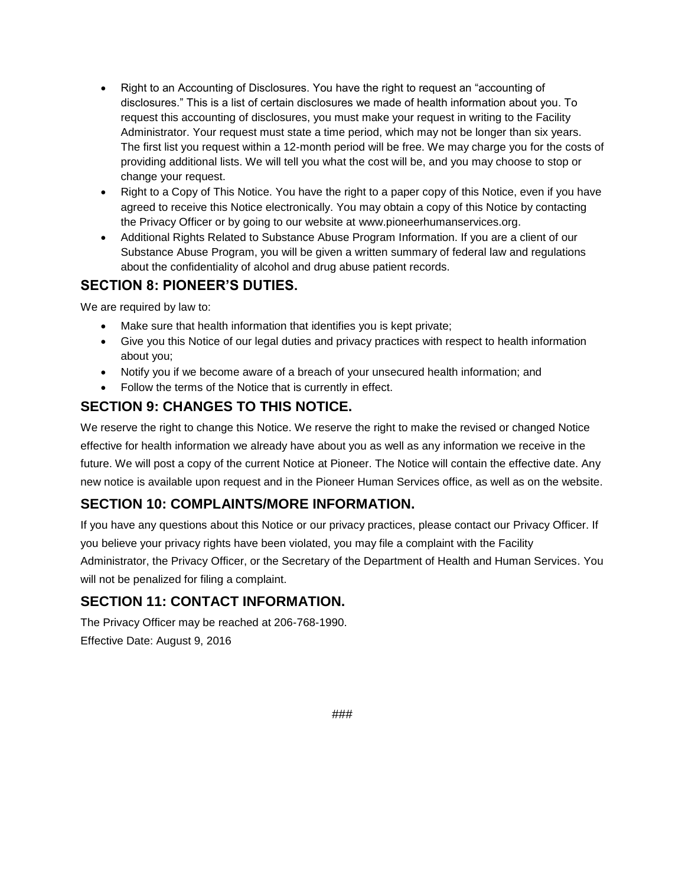- Right to an Accounting of Disclosures. You have the right to request an "accounting of disclosures." This is a list of certain disclosures we made of health information about you. To request this accounting of disclosures, you must make your request in writing to the Facility Administrator. Your request must state a time period, which may not be longer than six years. The first list you request within a 12-month period will be free. We may charge you for the costs of providing additional lists. We will tell you what the cost will be, and you may choose to stop or change your request.
- Right to a Copy of This Notice. You have the right to a paper copy of this Notice, even if you have agreed to receive this Notice electronically. You may obtain a copy of this Notice by contacting the Privacy Officer or by going to our website at www.pioneerhumanservices.org.
- Additional Rights Related to Substance Abuse Program Information. If you are a client of our Substance Abuse Program, you will be given a written summary of federal law and regulations about the confidentiality of alcohol and drug abuse patient records.

## SECTION 8: PIONEER'S DUTIES.

We are required by law to:

- Make sure that health information that identifies you is kept private;
- Give you this Notice of our legal duties and privacy practices with respect to health information about you;
- Notify you if we become aware of a breach of your unsecured health information; and
- Follow the terms of the Notice that is currently in effect.

## SECTION 9: CHANGES TO THIS NOTICE.

We reserve the right to change this Notice. We reserve the right to make the revised or changed Notice effective for health information we already have about you as well as any information we receive in the future. We will post a copy of the current Notice at Pioneer. The Notice will contain the effective date. Any new notice is available upon request and in the Pioneer Human Services office, as well as on the website.

## SECTION 10: COMPLAINTS/MORE INFORMATION.

If you have any questions about this Notice or our privacy practices, please contact our Privacy Officer. If you believe your privacy rights have been violated, you may file a complaint with the Facility Administrator, the Privacy Officer, or the Secretary of the Department of Health and Human Services. You will not be penalized for filing a complaint.

## SECTION 11: CONTACT INFORMATION.

The Privacy Officer may be reached at 206-768-1990.

Effective Date: August 9, 2016

###